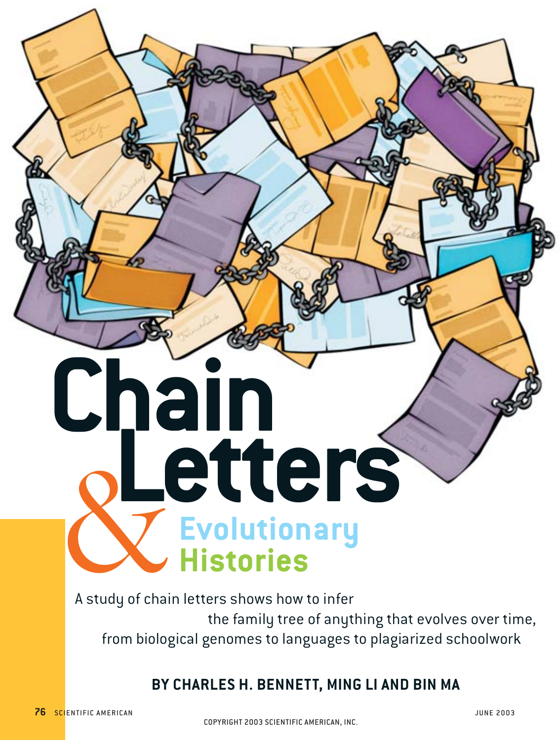# Chain Letters & Evolutionary Histories

A study of chain letters shows how to infer the family tree of anything that evolves over time, from biological genomes to languages to plagiarized schoolwork

**BY CHARLES H. BENNETT, MING LI AND BIN MA**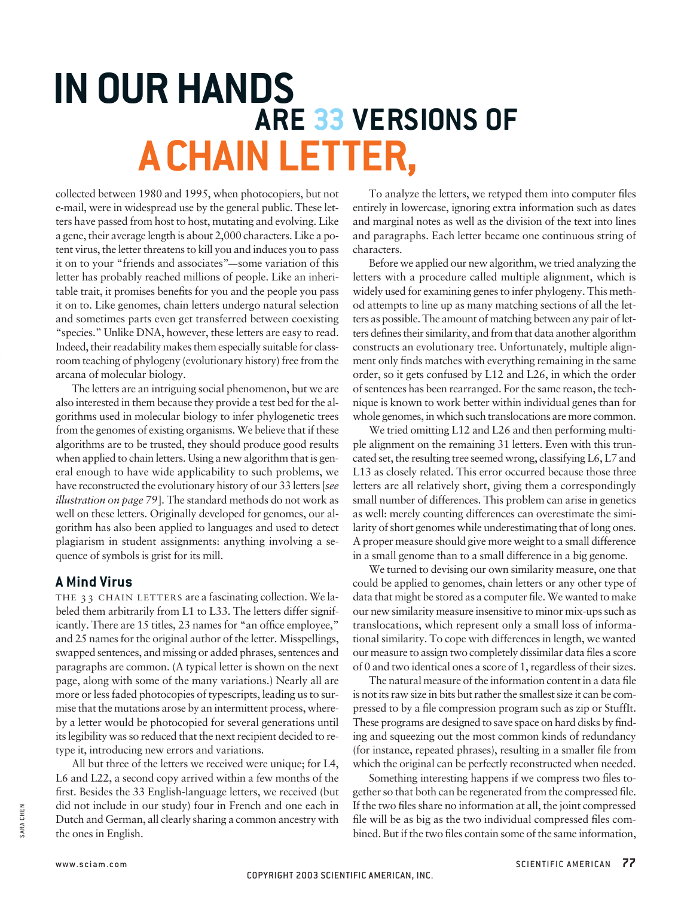# IN OUR HANDS ARE 33 VERSIONS OF A CHAIN LETTER,

collected between 1980 and 1995, when photocopiers, but not e-mail, were in widespread use by the general public. These letters have passed from host to host, mutating and evolving. Like a gene, their average length is about 2,000 characters. Like a potent virus, the letter threatens to kill you and induces you to pass it on to your "friends and associates"—some variation of this letter has probably reached millions of people. Like an inheritable trait, it promises benefits for you and the people you pass it on to. Like genomes, chain letters undergo natural selection and sometimes parts even get transferred between coexisting "species." Unlike DNA, however, these letters are easy to read. Indeed, their readability makes them especially suitable for classroom teaching of phylogeny (evolutionary history) free from the arcana of molecular biology.

The letters are an intriguing social phenomenon, but we are also interested in them because they provide a test bed for the algorithms used in molecular biology to infer phylogenetic trees from the genomes of existing organisms. We believe that if these algorithms are to be trusted, they should produce good results when applied to chain letters. Using a new algorithm that is general enough to have wide applicability to such problems, we have reconstructed the evolutionary history of our 33 letters [*see illustration on page 79*]. The standard methods do not work as well on these letters. Originally developed for genomes, our algorithm has also been applied to languages and used to detect plagiarism in student assignments: anything involving a sequence of symbols is grist for its mill.

## A Mind Virus

THE 33 CHAIN LETTERS are a fascinating collection. We labeled them arbitrarily from L1 to L33. The letters differ significantly. There are 15 titles, 23 names for "an office employee," and 25 names for the original author of the letter. Misspellings, swapped sentences, and missing or added phrases, sentences and paragraphs are common. (A typical letter is shown on the next page, along with some of the many variations.) Nearly all are more or less faded photocopies of typescripts, leading us to surmise that the mutations arose by an intermittent process, whereby a letter would be photocopied for several generations until its legibility was so reduced that the next recipient decided to retype it, introducing new errors and variations.

All but three of the letters we received were unique; for L4, L6 and L22, a second copy arrived within a few months of the first. Besides the 33 English-language letters, we received (but did not include in our study) four in French and one each in Dutch and German, all clearly sharing a common ancestry with the ones in English.

To analyze the letters, we retyped them into computer files entirely in lowercase, ignoring extra information such as dates and marginal notes as well as the division of the text into lines and paragraphs. Each letter became one continuous string of characters.

Before we applied our new algorithm, we tried analyzing the letters with a procedure called multiple alignment, which is widely used for examining genes to infer phylogeny. This method attempts to line up as many matching sections of all the letters as possible. The amount of matching between any pair of letters defines their similarity, and from that data another algorithm constructs an evolutionary tree. Unfortunately, multiple alignment only finds matches with everything remaining in the same order, so it gets confused by L12 and L26, in which the order of sentences has been rearranged. For the same reason, the technique is known to work better within individual genes than for whole genomes, in which such translocations are more common.

We tried omitting L12 and L26 and then performing multiple alignment on the remaining 31 letters. Even with this truncated set, the resulting tree seemed wrong, classifying L6, L7 and L13 as closely related. This error occurred because those three letters are all relatively short, giving them a correspondingly small number of differences. This problem can arise in genetics as well: merely counting differences can overestimate the similarity of short genomes while underestimating that of long ones. A proper measure should give more weight to a small difference in a small genome than to a small difference in a big genome.

We turned to devising our own similarity measure, one that could be applied to genomes, chain letters or any other type of data that might be stored as a computer file. We wanted to make our new similarity measure insensitive to minor mix-ups such as translocations, which represent only a small loss of informational similarity. To cope with differences in length, we wanted our measure to assign two completely dissimilar data files a score of 0 and two identical ones a score of 1, regardless of their sizes.

The natural measure of the information content in a data file is not its raw size in bits but rather the smallest size it can be compressed to by a file compression program such as zip or StuffIt. These programs are designed to save space on hard disks by finding and squeezing out the most common kinds of redundancy (for instance, repeated phrases), resulting in a smaller file from which the original can be perfectly reconstructed when needed.

Something interesting happens if we compress two files together so that both can be regenerated from the compressed file. If the two files share no information at all, the joint compressed file will be as big as the two individual compressed files combined. But if the two files contain some of the same information,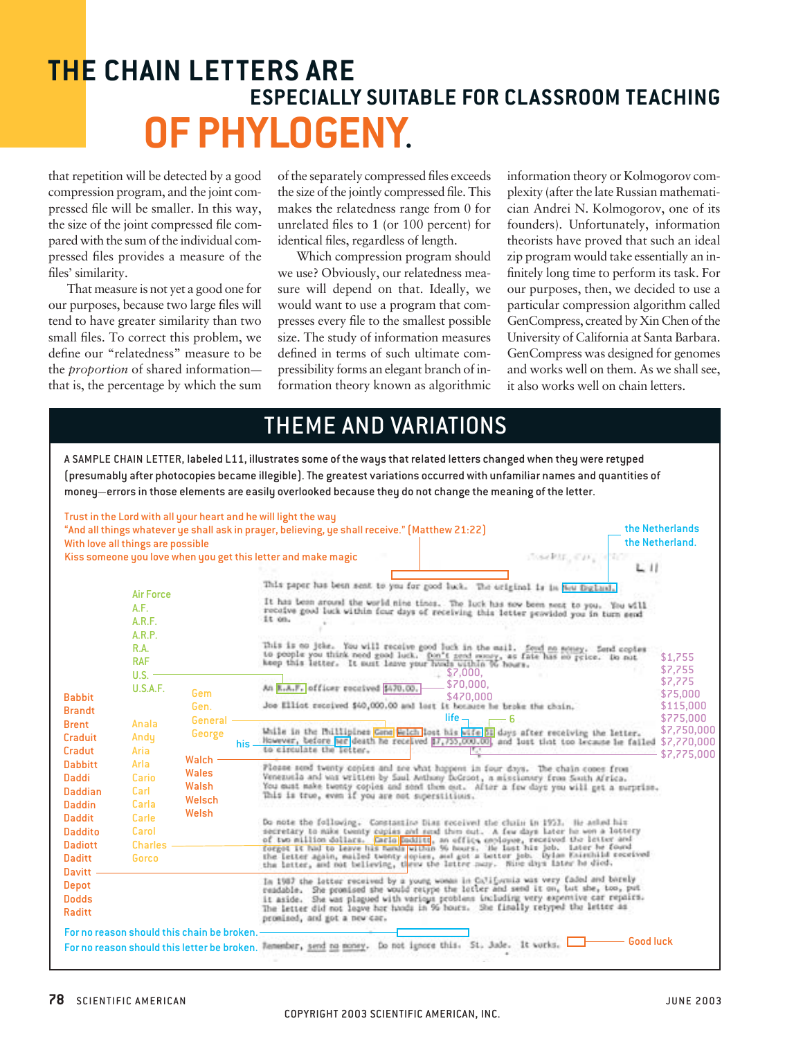# THE CHAIN LETTERS ARE ESPECIALLY SUITABLE FOR CLASSROOM TEACHING OF PHYLOGENY.

that repetition will be detected by a good compression program, and the joint compressed file will be smaller. In this way, the size of the joint compressed file compared with the sum of the individual compressed files provides a measure of the files' similarity.

That measure is not yet a good one for our purposes, because two large files will tend to have greater similarity than two small files. To correct this problem, we define our "relatedness" measure to be the *proportion* of shared information—that is, the percentage by which the sum of the separately compressed files exceeds the size of the jointly compressed file. This makes the relatedness range from 0 for unrelated files to 1 (or 100 percent) for identical files, regardless of length.

Which compression program should we use? Obviously, our relatedness measure will depend on that. Ideally, we would want to use a program that compresses every file to the smallest possible size. The study of information measures defined in terms of such ultimate compressibility forms an elegant branch of information theory known as algorithmic information theory or Kolmogorov complexity (after the late Russian mathematician Andrei N. Kolmogorov, one of its founders). Unfortunately, information theorists have proved that such an ideal zip program would take essentially an infinitely long time to perform its task. For our purposes, then, we decided to use a particular compression algorithm called GenCompress, created by Xin Chen of the University of California at Santa Barbara. GenCompress was designed for genomes and works well on them. As we shall see, it also works well on chain letters.

## THEME AND VARIATIONS

A SAMPLE CHAIN LETTER, labeled L11, illustrates some of the ways that related letters changed when they were retyped (presumably after photocopies became illegible). The greatest variations occurred with unfamiliar names and quantities of money—errors in those elements are easily overlooked because they do not change the meaning of the letter.

Trust in the Lord with all your heart and he will light the way
"And all things whatever ye shall ask in prayer, believing, ye shall receive." (Matthew 21:22)
With love all things are possible
Kiss someone you love when you get this letter and make magic

the Netherlands
the Netherland.

L 11

This paper has been sent to you for good luck. The original is in New England.

It has been around the world nine times. The luck has now been sent to you. You will receive good luck within four days of receiving this letter provided you in turn send it on.

This is no joke. You will receive good luck in the mail. Send no money. Send copies to people you think need good luck. Don't send money, as fate has no price. Do not keep this letter. It must leave your hands within 96 hours.

Air Force / A.F. / A.R.F. / A.R.P. / R.A. / RAF / U.S. / U.S.A.F.

An R.A.F. officer received $470,00.

$7,000, / $70,000, / $470,000

Joe Elliot received $40,000.00 and lost it because he broke the chain.

Gem / Gen. / General / George

life — 6

$1,755 / $7,755 / $7,775 / $75,000 / $115,000 / $775,000 / $7,750,000 / $7,770,000 / $7,775,000

While in the Phillipines Gene Welch lost his wife 51 days after receiving the letter. However, before her death he received $7,755,000.00, and lost that too because he failed to circulate the letter.

his

Walch / Wales / Walsh / Welsch / Welsh

Please send twenty copies and see what happens in four days. The chain comes from Venezuela and was written by Saul Anthony DeCroot, a missionary from South Africa. You must make twenty copies and send them out. After a few days you will get a surprise. This is true, even if you are not superstitious.

Babbit / Brandt / Brent / Craduit / Cradut / Dabbitt / Daddi / Daddian / Daddin / Daddit / Daddito / Dadiott / Daditt / Davitt / Depot / Dodds / Raditt

Anala / Andy / Aria / Arla / Cario / Carl / Carla / Carle / Carol / Charles / Gorco

Do note the following. Constantine Dias received the chain in 1953. He asked his secretary to make twenty copies and send them out. A few days later he won a lottery of two million dollars. Carlo Daddito, an office employee, received the letter and forgot it had to leave his hands within 96 hours. He lost his job. Later he found the letter again, mailed twenty copies, and got a better job. Dylan Fairchild received the letter, and not believing, threw the letter away. Nine days later he died.

In 1987 the letter received by a young woman in California was very faded and barely readable. She promised she would retype the letter and send it on, but she, too, put it aside. She was plagued with various problems including very expensive car repairs. The letter did not leave her hands in 96 hours. She finally retyped the letter as promised, and got a new car.

For no reason should this chain be broken.
For no reason should this letter be broken.

Remember, send no money. Do not ignore this. St. Jude. It works.

Good luck

COPYRIGHT 2003 SCIENTIFIC AMERICAN, INC.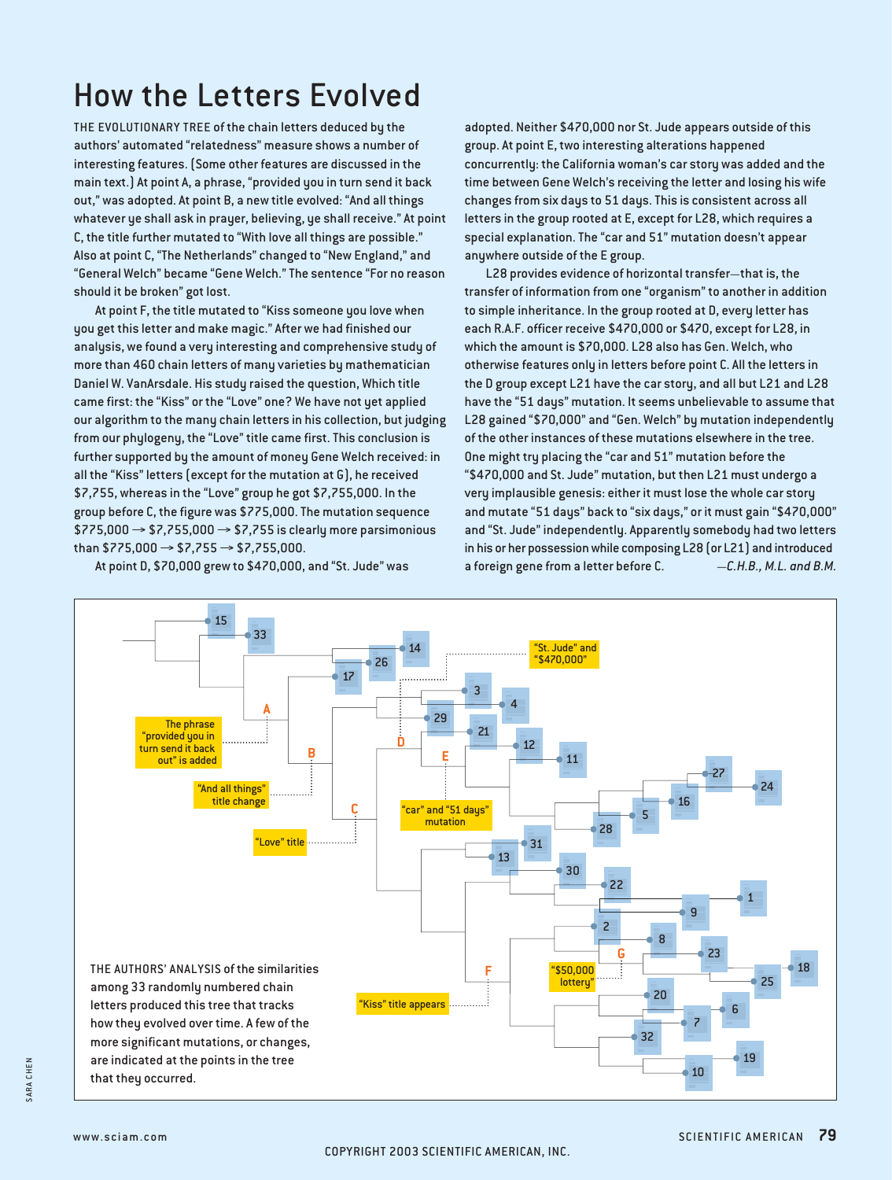# How the Letters Evolved

THE EVOLUTIONARY TREE of the chain letters deduced by the authors' automated "relatedness" measure shows a number of interesting features. (Some other features are discussed in the main text.) At point A, a phrase, "provided you in turn send it back out," was adopted. At point B, a new title evolved: "And all things whatever ye shall ask in prayer, believing, ye shall receive." At point C, the title further mutated to "With love all things are possible." Also at point C, "The Netherlands" changed to "New England," and "General Welch" became "Gene Welch." The sentence "For no reason should it be broken" got lost.

At point F, the title mutated to "Kiss someone you love when you get this letter and make magic." After we had finished our analysis, we found a very interesting and comprehensive study of more than 460 chain letters of many varieties by mathematician Daniel W. VanArsdale. His study raised the question, Which title came first: the "Kiss" or the "Love" one? We have not yet applied our algorithm to the many chain letters in his collection, but judging from our phylogeny, the "Love" title came first. This conclusion is further supported by the amount of money Gene Welch received: in all the "Kiss" letters (except for the mutation at G), he received \$7,755, whereas in the "Love" group he got \$7,755,000. In the group before C, the figure was \$775,000. The mutation sequence \$775,000 → \$7,755,000 → \$7,755 is clearly more parsimonious than \$775,000 → \$7,755 → \$7,755,000.

At point D, \$70,000 grew to \$470,000, and "St. Jude" was adopted. Neither \$470,000 nor St. Jude appears outside of this group. At point E, two interesting alterations happened concurrently: the California woman's car story was added and the time between Gene Welch's receiving the letter and losing his wife changes from six days to 51 days. This is consistent across all letters in the group rooted at E, except for L28, which requires a special explanation. The "car and 51" mutation doesn't appear anywhere outside of the E group.

L28 provides evidence of horizontal transfer—that is, the transfer of information from one "organism" to another in addition to simple inheritance. In the group rooted at D, every letter has each R.A.F. officer receive \$470,000 or \$470, except for L28, in which the amount is \$70,000. L28 also has Gen. Welch, who otherwise features only in letters before point C. All the letters in the D group except L21 have the car story, and all but L21 and L28 have the "51 days" mutation. It seems unbelievable to assume that L28 gained "\$70,000" and "Gen. Welch" by mutation independently of the other instances of these mutations elsewhere in the tree. One might try placing the "car and 51" mutation before the "\$470,000 and St. Jude" mutation, but then L21 must undergo a very implausible genesis: either it must lose the whole car story and mutate "51 days" back to "six days," or it must gain "\$470,000" and "St. Jude" independently. Apparently somebody had two letters in his or her possession while composing L28 (or L21) and introduced a foreign gene from a letter before C. *—C.H.B., M.L. and B.M.*

THE AUTHORS' ANALYSIS of the similarities among 33 randomly numbered chain letters produced this tree that tracks how they evolved over time. A few of the more significant mutations, or changes, are indicated at the points in the tree that they occurred.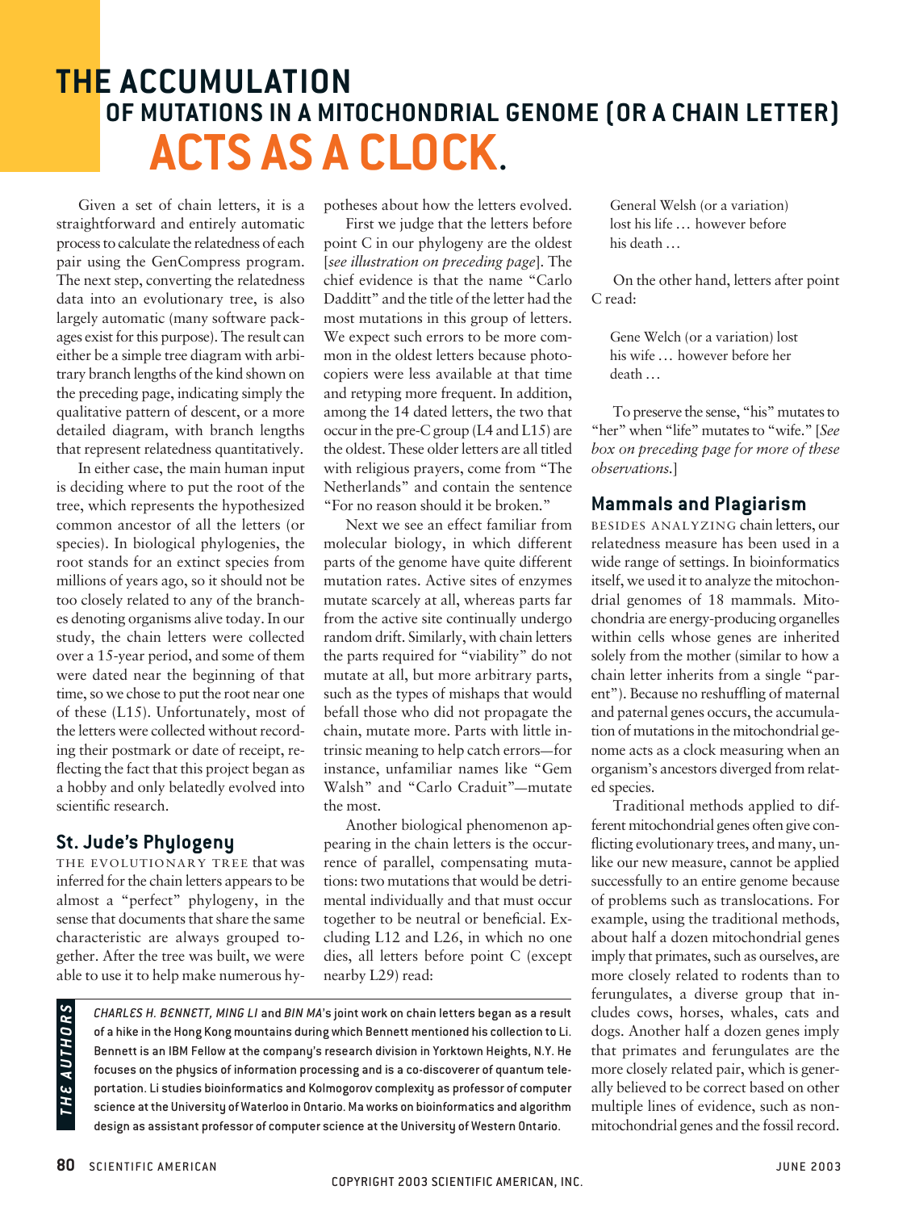# THE ACCUMULATION OF MUTATIONS IN A MITOCHONDRIAL GENOME (OR A CHAIN LETTER) ACTS AS A CLOCK.

Given a set of chain letters, it is a straightforward and entirely automatic process to calculate the relatedness of each pair using the GenCompress program. The next step, converting the relatedness data into an evolutionary tree, is also largely automatic (many software packages exist for this purpose). The result can either be a simple tree diagram with arbitrary branch lengths of the kind shown on the preceding page, indicating simply the qualitative pattern of descent, or a more detailed diagram, with branch lengths that represent relatedness quantitatively.

In either case, the main human input is deciding where to put the root of the tree, which represents the hypothesized common ancestor of all the letters (or species). In biological phylogenies, the root stands for an extinct species from millions of years ago, so it should not be too closely related to any of the branches denoting organisms alive today. In our study, the chain letters were collected over a 15-year period, and some of them were dated near the beginning of that time, so we chose to put the root near one of these (L15). Unfortunately, most of the letters were collected without recording their postmark or date of receipt, reflecting the fact that this project began as a hobby and only belatedly evolved into scientific research.

## St. Jude's Phylogeny

THE EVOLUTIONARY TREE that was inferred for the chain letters appears to be almost a "perfect" phylogeny, in the sense that documents that share the same characteristic are always grouped together. After the tree was built, we were able to use it to help make numerous hypotheses about how the letters evolved.

First we judge that the letters before point C in our phylogeny are the oldest [*see illustration on preceding page*]. The chief evidence is that the name "Carlo Daddit" and the title of the letter had the most mutations in this group of letters. We expect such errors to be more common in the oldest letters because photocopiers were less available at that time and retyping more frequent. In addition, among the 14 dated letters, the two that occur in the pre-C group (L4 and L15) are the oldest. These older letters are all titled with religious prayers, come from "The Netherlands" and contain the sentence "For no reason should it be broken."

Next we see an effect familiar from molecular biology, in which different parts of the genome have quite different mutation rates. Active sites of enzymes mutate scarcely at all, whereas parts far from the active site continually undergo random drift. Similarly, with chain letters the parts required for "viability" do not mutate at all, but more arbitrary parts, such as the types of mishaps that would befall those who did not propagate the chain, mutate more. Parts with little intrinsic meaning to help catch errors—for instance, unfamiliar names like "Gem Walsh" and "Carlo Craduit"—mutate the most.

Another biological phenomenon appearing in the chain letters is the occurrence of parallel, compensating mutations: two mutations that would be detrimental individually and that must occur together to be neutral or beneficial. Excluding L12 and L26, in which no one dies, all letters before point C (except nearby L29) read:

> General Welsh (or a variation) lost his life … however before his death …

On the other hand, letters after point C read:

> Gene Welch (or a variation) lost his wife … however before her death …

To preserve the sense, "his" mutates to "her" when "life" mutates to "wife." [*See box on preceding page for more of these observations.*]

## Mammals and Plagiarism

BESIDES ANALYZING chain letters, our relatedness measure has been used in a wide range of settings. In bioinformatics itself, we used it to analyze the mitochondrial genomes of 18 mammals. Mitochondria are energy-producing organelles within cells whose genes are inherited solely from the mother (similar to how a chain letter inherits from a single "parent"). Because no reshuffling of maternal and paternal genes occurs, the accumulation of mutations in the mitochondrial genome acts as a clock measuring when an organism's ancestors diverged from related species.

Traditional methods applied to different mitochondrial genes often give conflicting evolutionary trees, and many, unlike our new measure, cannot be applied successfully to an entire genome because of problems such as translocations. For example, using the traditional methods, about half a dozen mitochondrial genes imply that primates, such as ourselves, are more closely related to rodents than to ferungulates, a diverse group that includes cows, horses, whales, cats and dogs. Another half a dozen genes imply that primates and ferungulates are the more closely related pair, which is generally believed to be correct based on other multiple lines of evidence, such as nonmitochondrial genes and the fossil record.

**THE AUTHORS**

*CHARLES H. BENNETT, MING LI* and *BIN MA*'s joint work on chain letters began as a result of a hike in the Hong Kong mountains during which Bennett mentioned his collection to Li. Bennett is an IBM Fellow at the company's research division in Yorktown Heights, N.Y. He focuses on the physics of information processing and is a co-discoverer of quantum teleportation. Li studies bioinformatics and Kolmogorov complexity as professor of computer science at the University of Waterloo in Ontario. Ma works on bioinformatics and algorithm design as assistant professor of computer science at the University of Western Ontario.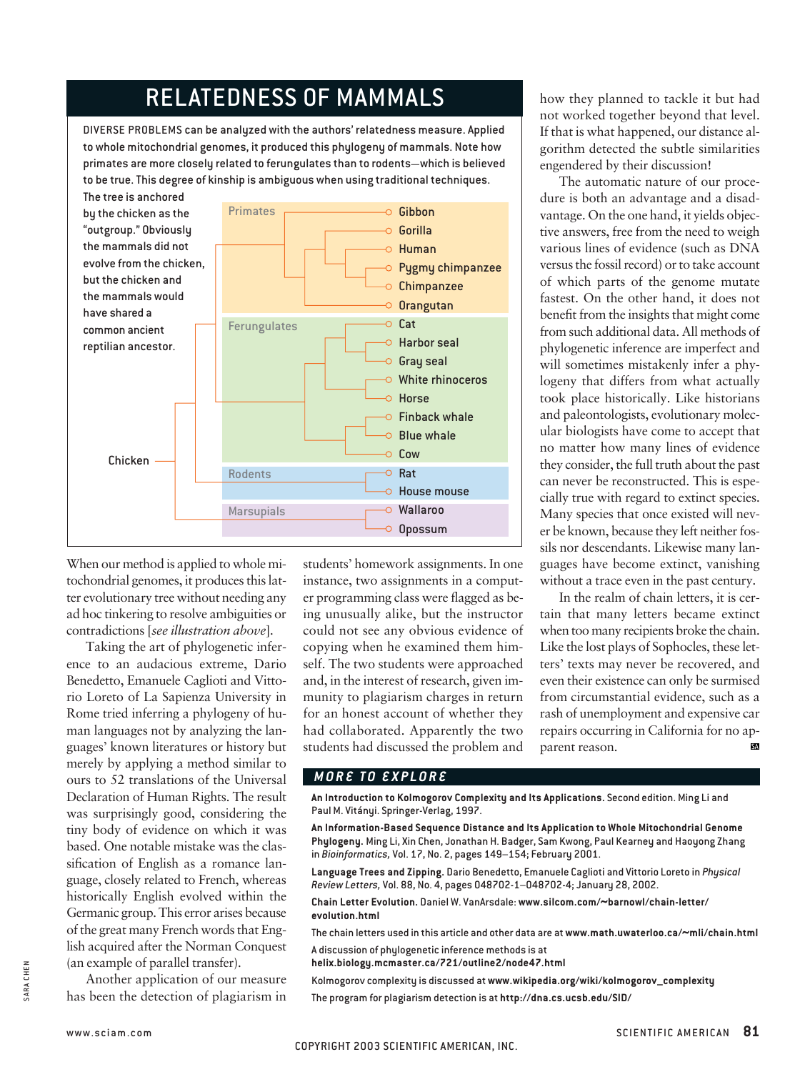## RELATEDNESS OF MAMMALS

DIVERSE PROBLEMS can be analyzed with the authors' relatedness measure. Applied to whole mitochondrial genomes, it produced this phylogeny of mammals. Note how primates are more closely related to ferungulates than to rodents—which is believed to be true. This degree of kinship is ambiguous when using traditional techniques.

The tree is anchored by the chicken as the "outgroup." Obviously the mammals did not evolve from the chicken, but the chicken and the mammals would have shared a common ancient reptilian ancestor.

Primates
Gibbon
Gorilla
Human
Pygmy chimpanzee
Chimpanzee
Orangutan

Ferungulates
Cat
Harbor seal
Gray seal
White rhinoceros
Horse
Finback whale
Blue whale
Cow

Rodents
Rat
House mouse

Marsupials
Wallaroo
Opossum

Chicken

When our method is applied to whole mitochondrial genomes, it produces this latter evolutionary tree without needing any ad hoc tinkering to resolve ambiguities or contradictions [*see illustration above*].

Taking the art of phylogenetic inference to an audacious extreme, Dario Benedetto, Emanuele Caglioti and Vittorio Loreto of La Sapienza University in Rome tried inferring a phylogeny of human languages not by analyzing the languages' known literatures or history but merely by applying a method similar to ours to 52 translations of the Universal Declaration of Human Rights. The result was surprisingly good, considering the tiny body of evidence on which it was based. One notable mistake was the classification of English as a romance language, closely related to French, whereas historically English evolved within the Germanic group. This error arises because of the great many French words that English acquired after the Norman Conquest (an example of parallel transfer).

Another application of our measure has been the detection of plagiarism in students' homework assignments. In one instance, two assignments in a computer programming class were flagged as being unusually alike, but the instructor could not see any obvious evidence of copying when he examined them himself. The two students were approached and, in the interest of research, given immunity to plagiarism charges in return for an honest account of whether they had collaborated. Apparently the two students had discussed the problem and how they planned to tackle it but had not worked together beyond that level. If that is what happened, our distance algorithm detected the subtle similarities engendered by their discussion!

The automatic nature of our procedure is both an advantage and a disadvantage. On the one hand, it yields objective answers, free from the need to weigh various lines of evidence (such as DNA versus the fossil record) or to take account of which parts of the genome mutate fastest. On the other hand, it does not benefit from the insights that might come from such additional data. All methods of phylogenetic inference are imperfect and will sometimes mistakenly infer a phylogeny that differs from what actually took place historically. Like historians and paleontologists, evolutionary molecular biologists have come to accept that no matter how many lines of evidence they consider, the full truth about the past can never be reconstructed. This is especially true with regard to extinct species. Many species that once existed will never be known, because they left neither fossils nor descendants. Likewise many languages have become extinct, vanishing without a trace even in the past century.

In the realm of chain letters, it is certain that many letters became extinct when too many recipients broke the chain. Like the lost plays of Sophocles, these letters' texts may never be recovered, and even their existence can only be surmised from circumstantial evidence, such as a rash of unemployment and expensive car repairs occurring in California for no apparent reason.

### MORE TO EXPLORE

**An Introduction to Kolmogorov Complexity and Its Applications.** Second edition. Ming Li and Paul M. Vitányi. Springer-Verlag, 1997.

**An Information-Based Sequence Distance and Its Application to Whole Mitochondrial Genome Phylogeny.** Ming Li, Xin Chen, Jonathan H. Badger, Sam Kwong, Paul Kearney and Haoyong Zhang in *Bioinformatics,* Vol. 17, No. 2, pages 149–154; February 2001.

**Language Trees and Zipping.** Dario Benedetto, Emanuele Caglioti and Vittorio Loreto in *Physical Review Letters,* Vol. 88, No. 4, pages 048702-1–048702-4; January 28, 2002.

**Chain Letter Evolution.** Daniel W. VanArsdale: **www.silcom.com/~barnowl/chain-letter/evolution.html**

The chain letters used in this article and other data are at **www.math.uwaterloo.ca/~mli/chain.html**

A discussion of phylogenetic inference methods is at **helix.biology.mcmaster.ca/721/outline2/node47.html**

Kolmogorov complexity is discussed at **www.wikipedia.org/wiki/kolmogorov_complexity**

The program for plagiarism detection is at **http://dna.cs.ucsb.edu/SID/**